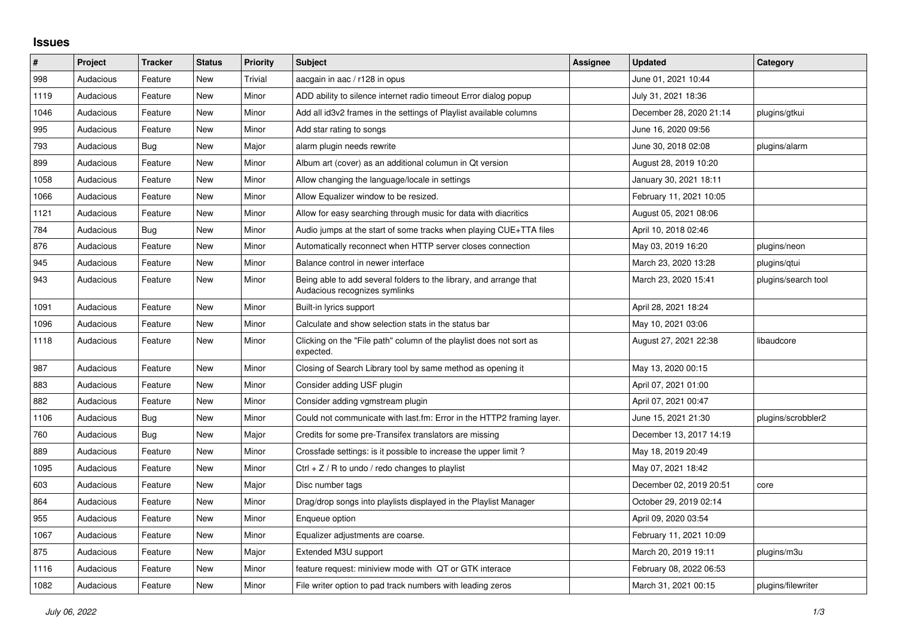# Issues

| # | Project | Tracker | Status | Priority | Subject | Assignee | Updated | Category |
|---|---|---|---|---|---|---|---|---|
| 998 | Audacious | Feature | New | Trivial | aacgain in aac / r128 in opus | | June 01, 2021 10:44 | |
| 1119 | Audacious | Feature | New | Minor | ADD ability to silence internet radio timeout Error dialog popup | | July 31, 2021 18:36 | |
| 1046 | Audacious | Feature | New | Minor | Add all id3v2 frames in the settings of Playlist available columns | | December 28, 2020 21:14 | plugins/gtkui |
| 995 | Audacious | Feature | New | Minor | Add star rating to songs | | June 16, 2020 09:56 | |
| 793 | Audacious | Bug | New | Major | alarm plugin needs rewrite | | June 30, 2018 02:08 | plugins/alarm |
| 899 | Audacious | Feature | New | Minor | Album art (cover) as an additional columun in Qt version | | August 28, 2019 10:20 | |
| 1058 | Audacious | Feature | New | Minor | Allow changing the language/locale in settings | | January 30, 2021 18:11 | |
| 1066 | Audacious | Feature | New | Minor | Allow Equalizer window to be resized. | | February 11, 2021 10:05 | |
| 1121 | Audacious | Feature | New | Minor | Allow for easy searching through music for data with diacritics | | August 05, 2021 08:06 | |
| 784 | Audacious | Bug | New | Minor | Audio jumps at the start of some tracks when playing CUE+TTA files | | April 10, 2018 02:46 | |
| 876 | Audacious | Feature | New | Minor | Automatically reconnect when HTTP server closes connection | | May 03, 2019 16:20 | plugins/neon |
| 945 | Audacious | Feature | New | Minor | Balance control in newer interface | | March 23, 2020 13:28 | plugins/qtui |
| 943 | Audacious | Feature | New | Minor | Being able to add several folders to the library, and arrange that Audacious recognizes symlinks | | March 23, 2020 15:41 | plugins/search tool |
| 1091 | Audacious | Feature | New | Minor | Built-in lyrics support | | April 28, 2021 18:24 | |
| 1096 | Audacious | Feature | New | Minor | Calculate and show selection stats in the status bar | | May 10, 2021 03:06 | |
| 1118 | Audacious | Feature | New | Minor | Clicking on the "File path" column of the playlist does not sort as expected. | | August 27, 2021 22:38 | libaudcore |
| 987 | Audacious | Feature | New | Minor | Closing of Search Library tool by same method as opening it | | May 13, 2020 00:15 | |
| 883 | Audacious | Feature | New | Minor | Consider adding USF plugin | | April 07, 2021 01:00 | |
| 882 | Audacious | Feature | New | Minor | Consider adding vgmstream plugin | | April 07, 2021 00:47 | |
| 1106 | Audacious | Bug | New | Minor | Could not communicate with last.fm: Error in the HTTP2 framing layer. | | June 15, 2021 21:30 | plugins/scrobbler2 |
| 760 | Audacious | Bug | New | Major | Credits for some pre-Transifex translators are missing | | December 13, 2017 14:19 | |
| 889 | Audacious | Feature | New | Minor | Crossfade settings: is it possible to increase the upper limit ? | | May 18, 2019 20:49 | |
| 1095 | Audacious | Feature | New | Minor | Ctrl + Z / R to undo / redo changes to playlist | | May 07, 2021 18:42 | |
| 603 | Audacious | Feature | New | Major | Disc number tags | | December 02, 2019 20:51 | core |
| 864 | Audacious | Feature | New | Minor | Drag/drop songs into playlists displayed in the Playlist Manager | | October 29, 2019 02:14 | |
| 955 | Audacious | Feature | New | Minor | Enqueue option | | April 09, 2020 03:54 | |
| 1067 | Audacious | Feature | New | Minor | Equalizer adjustments are coarse. | | February 11, 2021 10:09 | |
| 875 | Audacious | Feature | New | Major | Extended M3U support | | March 20, 2019 19:11 | plugins/m3u |
| 1116 | Audacious | Feature | New | Minor | feature request: miniview mode with QT or GTK interace | | February 08, 2022 06:53 | |
| 1082 | Audacious | Feature | New | Minor | File writer option to pad track numbers with leading zeros | | March 31, 2021 00:15 | plugins/filewriter |

*July 06, 2022*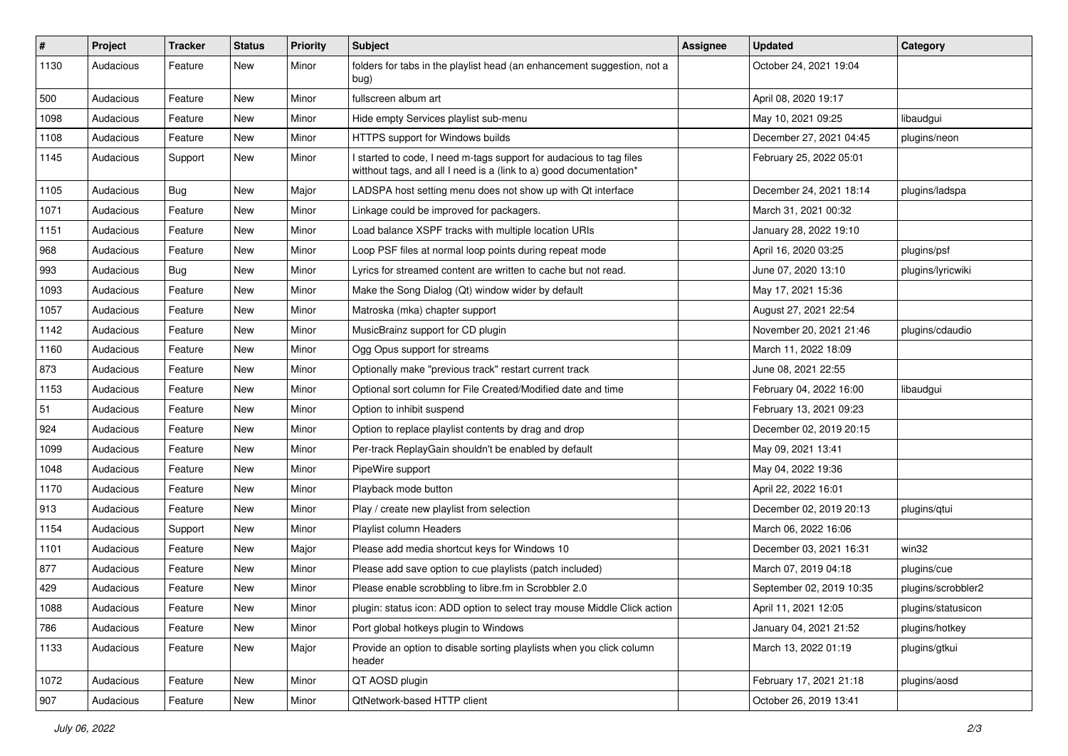| # | Project | Tracker | Status | Priority | Subject | Assignee | Updated | Category |
| --- | --- | --- | --- | --- | --- | --- | --- | --- |
| 1130 | Audacious | Feature | New | Minor | folders for tabs in the playlist head (an enhancement suggestion, not a bug) | | October 24, 2021 19:04 | |
| 500 | Audacious | Feature | New | Minor | fullscreen album art | | April 08, 2020 19:17 | |
| 1098 | Audacious | Feature | New | Minor | Hide empty Services playlist sub-menu | | May 10, 2021 09:25 | libaudgui |
| 1108 | Audacious | Feature | New | Minor | HTTPS support for Windows builds | | December 27, 2021 04:45 | plugins/neon |
| 1145 | Audacious | Support | New | Minor | I started to code, I need m-tags support for audacious to tag files witthout tags, and all I need is a (link to a) good documentation* | | February 25, 2022 05:01 | |
| 1105 | Audacious | Bug | New | Major | LADSPA host setting menu does not show up with Qt interface | | December 24, 2021 18:14 | plugins/ladspa |
| 1071 | Audacious | Feature | New | Minor | Linkage could be improved for packagers. | | March 31, 2021 00:32 | |
| 1151 | Audacious | Feature | New | Minor | Load balance XSPF tracks with multiple location URIs | | January 28, 2022 19:10 | |
| 968 | Audacious | Feature | New | Minor | Loop PSF files at normal loop points during repeat mode | | April 16, 2020 03:25 | plugins/psf |
| 993 | Audacious | Bug | New | Minor | Lyrics for streamed content are written to cache but not read. | | June 07, 2020 13:10 | plugins/lyricwiki |
| 1093 | Audacious | Feature | New | Minor | Make the Song Dialog (Qt) window wider by default | | May 17, 2021 15:36 | |
| 1057 | Audacious | Feature | New | Minor | Matroska (mka) chapter support | | August 27, 2021 22:54 | |
| 1142 | Audacious | Feature | New | Minor | MusicBrainz support for CD plugin | | November 20, 2021 21:46 | plugins/cdaudio |
| 1160 | Audacious | Feature | New | Minor | Ogg Opus support for streams | | March 11, 2022 18:09 | |
| 873 | Audacious | Feature | New | Minor | Optionally make "previous track" restart current track | | June 08, 2021 22:55 | |
| 1153 | Audacious | Feature | New | Minor | Optional sort column for File Created/Modified date and time | | February 04, 2022 16:00 | libaudgui |
| 51 | Audacious | Feature | New | Minor | Option to inhibit suspend | | February 13, 2021 09:23 | |
| 924 | Audacious | Feature | New | Minor | Option to replace playlist contents by drag and drop | | December 02, 2019 20:15 | |
| 1099 | Audacious | Feature | New | Minor | Per-track ReplayGain shouldn't be enabled by default | | May 09, 2021 13:41 | |
| 1048 | Audacious | Feature | New | Minor | PipeWire support | | May 04, 2022 19:36 | |
| 1170 | Audacious | Feature | New | Minor | Playback mode button | | April 22, 2022 16:01 | |
| 913 | Audacious | Feature | New | Minor | Play / create new playlist from selection | | December 02, 2019 20:13 | plugins/qtui |
| 1154 | Audacious | Support | New | Minor | Playlist column Headers | | March 06, 2022 16:06 | |
| 1101 | Audacious | Feature | New | Major | Please add media shortcut keys for Windows 10 | | December 03, 2021 16:31 | win32 |
| 877 | Audacious | Feature | New | Minor | Please add save option to cue playlists (patch included) | | March 07, 2019 04:18 | plugins/cue |
| 429 | Audacious | Feature | New | Minor | Please enable scrobbling to libre.fm in Scrobbler 2.0 | | September 02, 2019 10:35 | plugins/scrobbler2 |
| 1088 | Audacious | Feature | New | Minor | plugin: status icon: ADD option to select tray mouse Middle Click action | | April 11, 2021 12:05 | plugins/statusicon |
| 786 | Audacious | Feature | New | Minor | Port global hotkeys plugin to Windows | | January 04, 2021 21:52 | plugins/hotkey |
| 1133 | Audacious | Feature | New | Major | Provide an option to disable sorting playlists when you click column header | | March 13, 2022 01:19 | plugins/gtkui |
| 1072 | Audacious | Feature | New | Minor | QT AOSD plugin | | February 17, 2021 21:18 | plugins/aosd |
| 907 | Audacious | Feature | New | Minor | QtNetwork-based HTTP client | | October 26, 2019 13:41 | |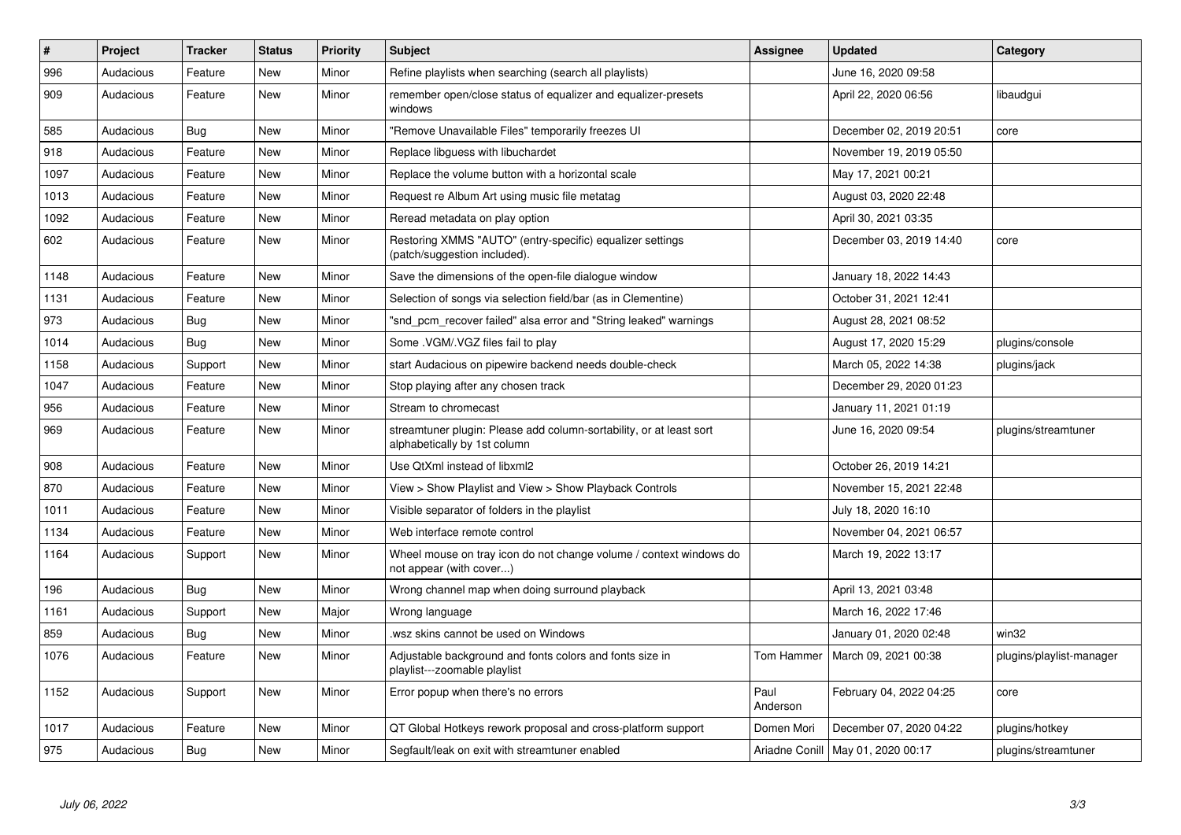| # | Project | Tracker | Status | Priority | Subject | Assignee | Updated | Category |
|---|---|---|---|---|---|---|---|---|
| 996 | Audacious | Feature | New | Minor | Refine playlists when searching (search all playlists) | | June 16, 2020 09:58 | |
| 909 | Audacious | Feature | New | Minor | remember open/close status of equalizer and equalizer-presets windows | | April 22, 2020 06:56 | libaudgui |
| 585 | Audacious | Bug | New | Minor | "Remove Unavailable Files" temporarily freezes UI | | December 02, 2019 20:51 | core |
| 918 | Audacious | Feature | New | Minor | Replace libguess with libuchardet | | November 19, 2019 05:50 | |
| 1097 | Audacious | Feature | New | Minor | Replace the volume button with a horizontal scale | | May 17, 2021 00:21 | |
| 1013 | Audacious | Feature | New | Minor | Request re Album Art using music file metatag | | August 03, 2020 22:48 | |
| 1092 | Audacious | Feature | New | Minor | Reread metadata on play option | | April 30, 2021 03:35 | |
| 602 | Audacious | Feature | New | Minor | Restoring XMMS "AUTO" (entry-specific) equalizer settings (patch/suggestion included). | | December 03, 2019 14:40 | core |
| 1148 | Audacious | Feature | New | Minor | Save the dimensions of the open-file dialogue window | | January 18, 2022 14:43 | |
| 1131 | Audacious | Feature | New | Minor | Selection of songs via selection field/bar (as in Clementine) | | October 31, 2021 12:41 | |
| 973 | Audacious | Bug | New | Minor | "snd_pcm_recover failed" alsa error and "String leaked" warnings | | August 28, 2021 08:52 | |
| 1014 | Audacious | Bug | New | Minor | Some .VGM/.VGZ files fail to play | | August 17, 2020 15:29 | plugins/console |
| 1158 | Audacious | Support | New | Minor | start Audacious on pipewire backend needs double-check | | March 05, 2022 14:38 | plugins/jack |
| 1047 | Audacious | Feature | New | Minor | Stop playing after any chosen track | | December 29, 2020 01:23 | |
| 956 | Audacious | Feature | New | Minor | Stream to chromecast | | January 11, 2021 01:19 | |
| 969 | Audacious | Feature | New | Minor | streamtuner plugin: Please add column-sortability, or at least sort alphabetically by 1st column | | June 16, 2020 09:54 | plugins/streamtuner |
| 908 | Audacious | Feature | New | Minor | Use QtXml instead of libxml2 | | October 26, 2019 14:21 | |
| 870 | Audacious | Feature | New | Minor | View > Show Playlist and View > Show Playback Controls | | November 15, 2021 22:48 | |
| 1011 | Audacious | Feature | New | Minor | Visible separator of folders in the playlist | | July 18, 2020 16:10 | |
| 1134 | Audacious | Feature | New | Minor | Web interface remote control | | November 04, 2021 06:57 | |
| 1164 | Audacious | Support | New | Minor | Wheel mouse on tray icon do not change volume / context windows do not appear (with cover...) | | March 19, 2022 13:17 | |
| 196 | Audacious | Bug | New | Minor | Wrong channel map when doing surround playback | | April 13, 2021 03:48 | |
| 1161 | Audacious | Support | New | Major | Wrong language | | March 16, 2022 17:46 | |
| 859 | Audacious | Bug | New | Minor | .wsz skins cannot be used on Windows | | January 01, 2020 02:48 | win32 |
| 1076 | Audacious | Feature | New | Minor | Adjustable background and fonts colors and fonts size in playlist---zoomable playlist | Tom Hammer | March 09, 2021 00:38 | plugins/playlist-manager |
| 1152 | Audacious | Support | New | Minor | Error popup when there's no errors | Paul Anderson | February 04, 2022 04:25 | core |
| 1017 | Audacious | Feature | New | Minor | QT Global Hotkeys rework proposal and cross-platform support | Domen Mori | December 07, 2020 04:22 | plugins/hotkey |
| 975 | Audacious | Bug | New | Minor | Segfault/leak on exit with streamtuner enabled | Ariadne Conill | May 01, 2020 00:17 | plugins/streamtuner |

*July 06, 2022*